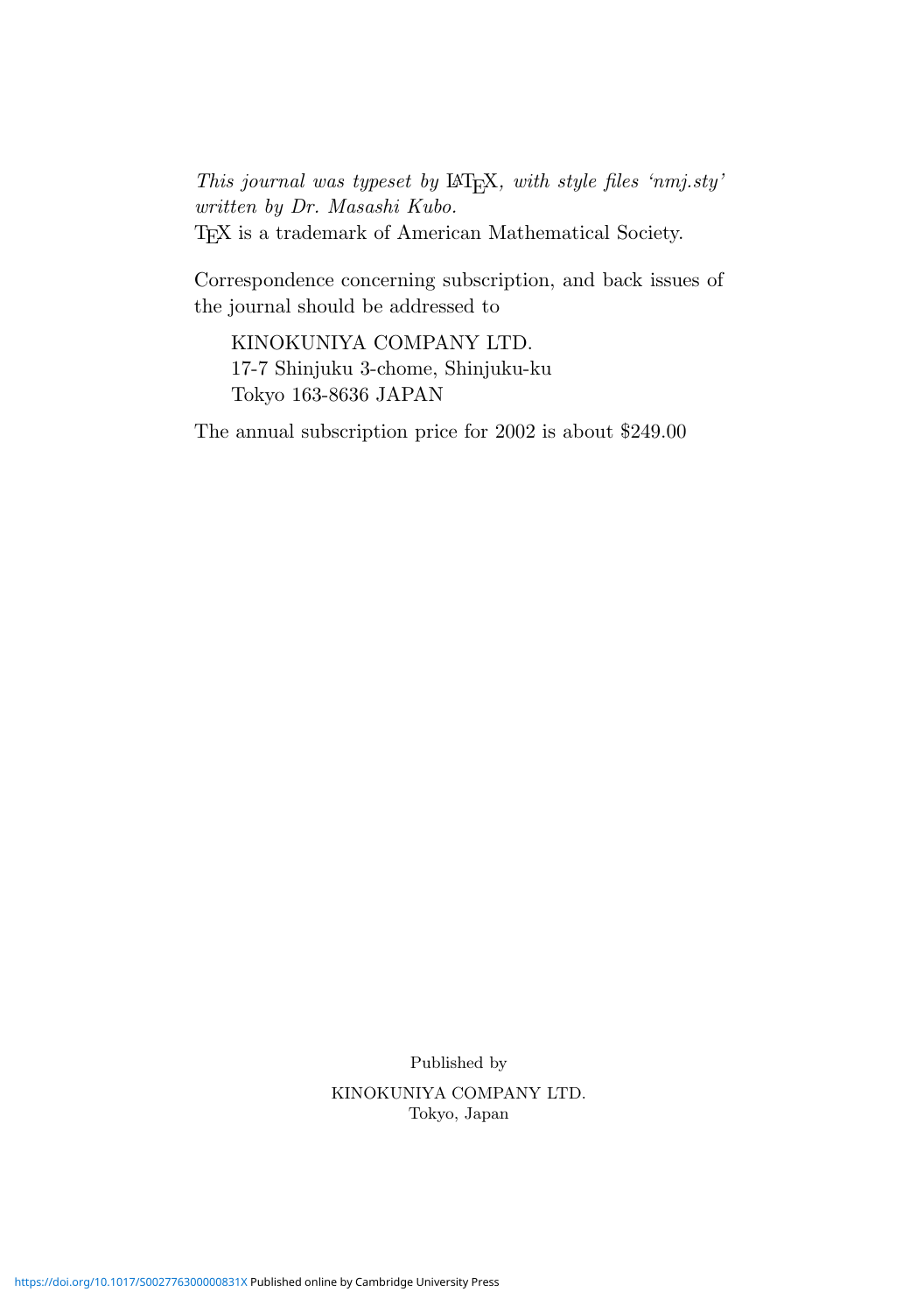*This journal was typeset by LaTeX, with style files 'nmj.sty' written by Dr. Masashi Kubo.*
TeX is a trademark of American Mathematical Society.

Correspondence concerning subscription, and back issues of the journal should be addressed to

KINOKUNIYA COMPANY LTD.
17-7 Shinjuku 3-chome, Shinjuku-ku
Tokyo 163-8636 JAPAN

The annual subscription price for 2002 is about $249.00

Published by

KINOKUNIYA COMPANY LTD.
Tokyo, Japan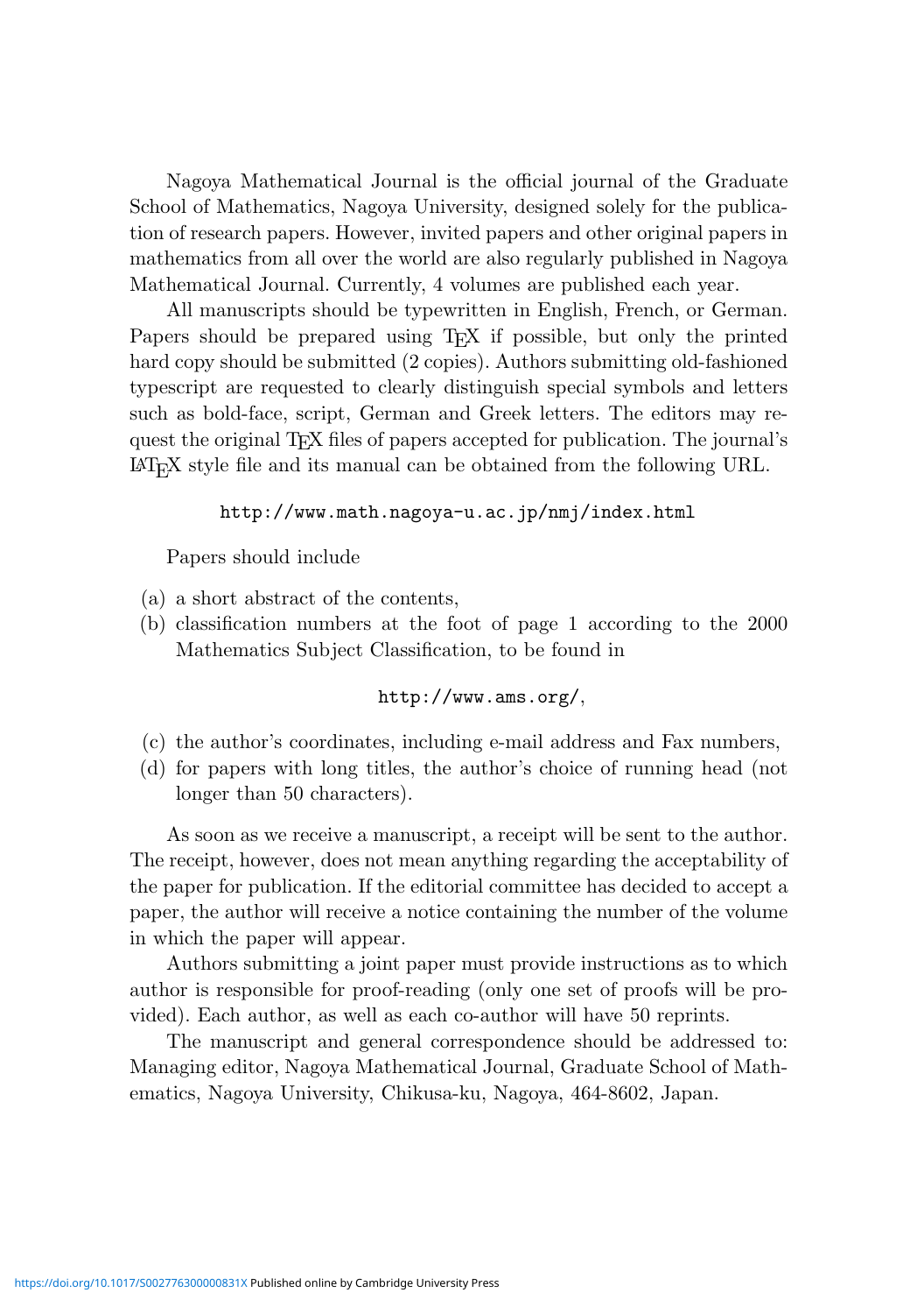Nagoya Mathematical Journal is the official journal of the Graduate School of Mathematics, Nagoya University, designed solely for the publication of research papers. However, invited papers and other original papers in mathematics from all over the world are also regularly published in Nagoya Mathematical Journal. Currently, 4 volumes are published each year.

All manuscripts should be typewritten in English, French, or German. Papers should be prepared using TeX if possible, but only the printed hard copy should be submitted (2 copies). Authors submitting old-fashioned typescript are requested to clearly distinguish special symbols and letters such as bold-face, script, German and Greek letters. The editors may request the original TeX files of papers accepted for publication. The journal's LaTeX style file and its manual can be obtained from the following URL.

`http://www.math.nagoya-u.ac.jp/nmj/index.html`

Papers should include

(a) a short abstract of the contents,

(b) classification numbers at the foot of page 1 according to the 2000 Mathematics Subject Classification, to be found in

`http://www.ams.org/`,

(c) the author's coordinates, including e-mail address and Fax numbers,

(d) for papers with long titles, the author's choice of running head (not longer than 50 characters).

As soon as we receive a manuscript, a receipt will be sent to the author. The receipt, however, does not mean anything regarding the acceptability of the paper for publication. If the editorial committee has decided to accept a paper, the author will receive a notice containing the number of the volume in which the paper will appear.

Authors submitting a joint paper must provide instructions as to which author is responsible for proof-reading (only one set of proofs will be provided). Each author, as well as each co-author will have 50 reprints.

The manuscript and general correspondence should be addressed to: Managing editor, Nagoya Mathematical Journal, Graduate School of Mathematics, Nagoya University, Chikusa-ku, Nagoya, 464-8602, Japan.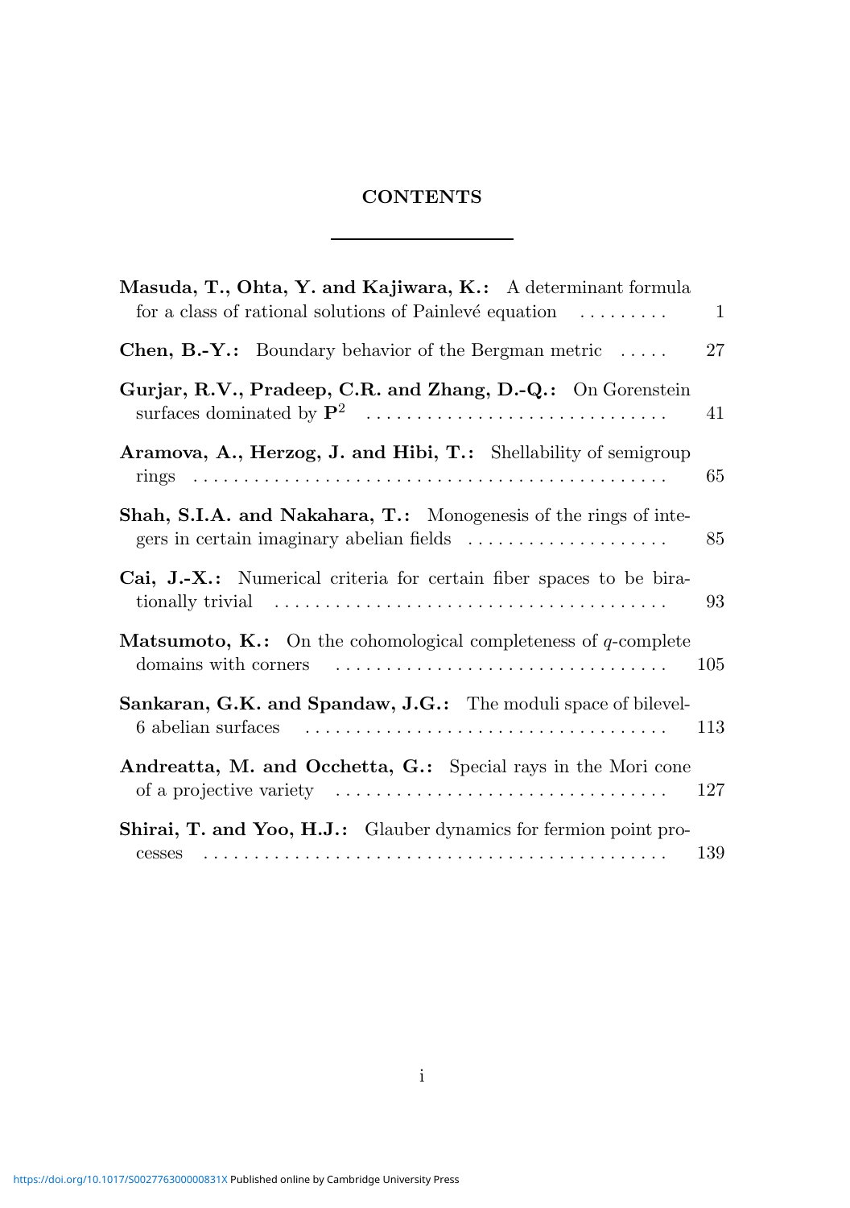## CONTENTS

**Masuda, T., Ohta, Y. and Kajiwara, K.:** A determinant formula for a class of rational solutions of Painlevé equation . . . . . . . . . 1

**Chen, B.-Y.:** Boundary behavior of the Bergman metric . . . . . 27

**Gurjar, R.V., Pradeep, C.R. and Zhang, D.-Q.:** On Gorenstein surfaces dominated by $\mathbf{P}^2$ . . . . . . . . . . . . . . . . . . . . . . . . . . . . . 41

**Aramova, A., Herzog, J. and Hibi, T.:** Shellability of semigroup rings . . . . . . . . . . . . . . . . . . . . . . . . . . . . . . . . . . . . . . . . . . . . . . 65

**Shah, S.I.A. and Nakahara, T.:** Monogenesis of the rings of integers in certain imaginary abelian fields . . . . . . . . . . . . . . . . . . . . 85

**Cai, J.-X.:** Numerical criteria for certain fiber spaces to be birationally trivial . . . . . . . . . . . . . . . . . . . . . . . . . . . . . . . . . . . . . 93

**Matsumoto, K.:** On the cohomological completeness of $q$-complete domains with corners . . . . . . . . . . . . . . . . . . . . . . . . . . . . . . . . 105

**Sankaran, G.K. and Spandaw, J.G.:** The moduli space of bilevel-6 abelian surfaces . . . . . . . . . . . . . . . . . . . . . . . . . . . . . . . . . . . 113

**Andreatta, M. and Occhetta, G.:** Special rays in the Mori cone of a projective variety . . . . . . . . . . . . . . . . . . . . . . . . . . . . . . . . . 127

**Shirai, T. and Yoo, H.J.:** Glauber dynamics for fermion point processes . . . . . . . . . . . . . . . . . . . . . . . . . . . . . . . . . . . . . . . . . . . . . 139